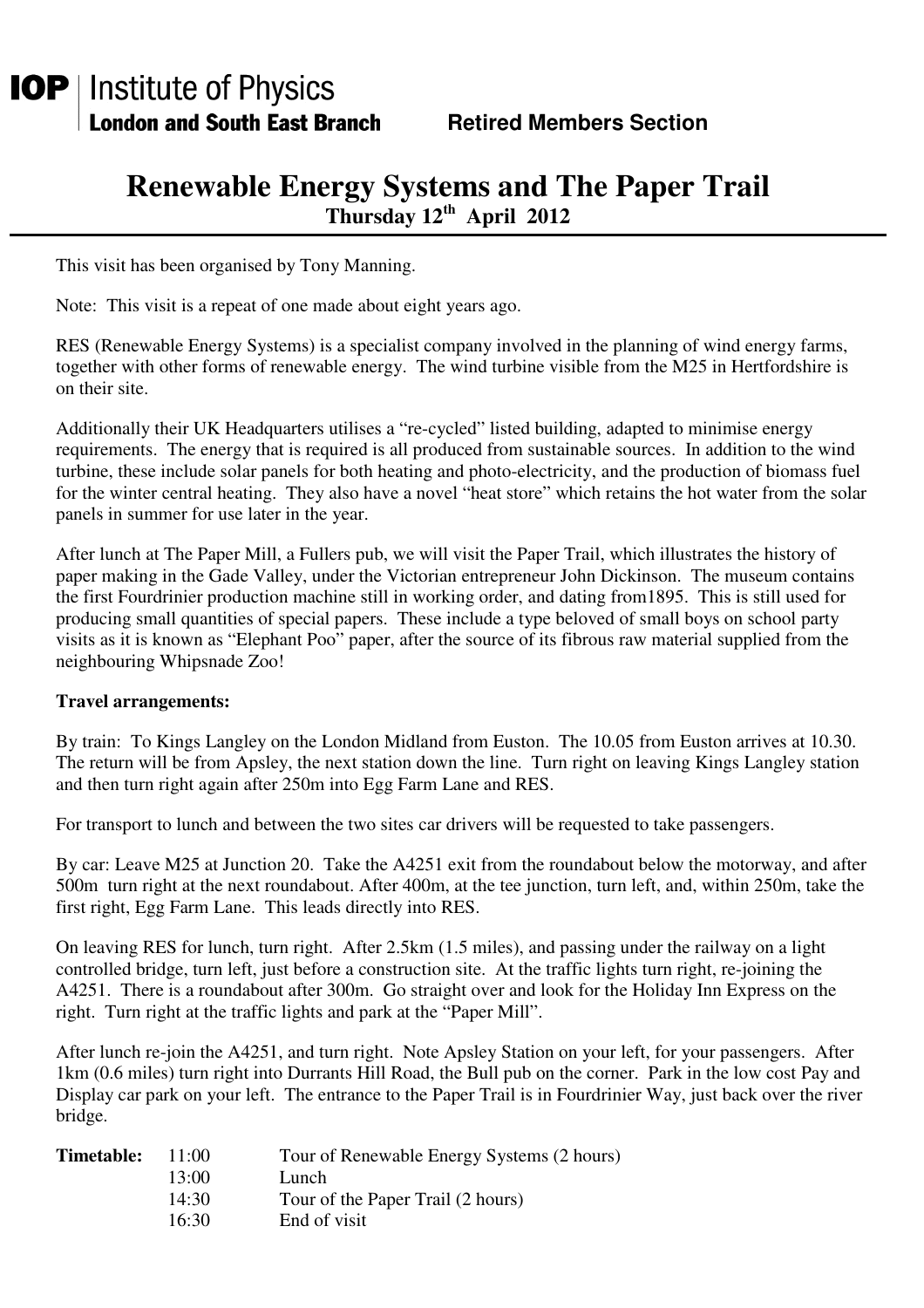**IOP** | Institute of Physics
**London and South East Branch** **Retired Members Section**

# Renewable Energy Systems and The Paper Trail

**Thursday 12th April 2012**

This visit has been organised by Tony Manning.

Note: This visit is a repeat of one made about eight years ago.

RES (Renewable Energy Systems) is a specialist company involved in the planning of wind energy farms, together with other forms of renewable energy. The wind turbine visible from the M25 in Hertfordshire is on their site.

Additionally their UK Headquarters utilises a "re-cycled" listed building, adapted to minimise energy requirements. The energy that is required is all produced from sustainable sources. In addition to the wind turbine, these include solar panels for both heating and photo-electricity, and the production of biomass fuel for the winter central heating. They also have a novel "heat store" which retains the hot water from the solar panels in summer for use later in the year.

After lunch at The Paper Mill, a Fullers pub, we will visit the Paper Trail, which illustrates the history of paper making in the Gade Valley, under the Victorian entrepreneur John Dickinson. The museum contains the first Fourdrinier production machine still in working order, and dating from1895. This is still used for producing small quantities of special papers. These include a type beloved of small boys on school party visits as it is known as "Elephant Poo" paper, after the source of its fibrous raw material supplied from the neighbouring Whipsnade Zoo!

**Travel arrangements:**

By train: To Kings Langley on the London Midland from Euston. The 10.05 from Euston arrives at 10.30. The return will be from Apsley, the next station down the line. Turn right on leaving Kings Langley station and then turn right again after 250m into Egg Farm Lane and RES.

For transport to lunch and between the two sites car drivers will be requested to take passengers.

By car: Leave M25 at Junction 20. Take the A4251 exit from the roundabout below the motorway, and after 500m turn right at the next roundabout. After 400m, at the tee junction, turn left, and, within 250m, take the first right, Egg Farm Lane. This leads directly into RES.

On leaving RES for lunch, turn right. After 2.5km (1.5 miles), and passing under the railway on a light controlled bridge, turn left, just before a construction site. At the traffic lights turn right, re-joining the A4251. There is a roundabout after 300m. Go straight over and look for the Holiday Inn Express on the right. Turn right at the traffic lights and park at the "Paper Mill".

After lunch re-join the A4251, and turn right. Note Apsley Station on your left, for your passengers. After 1km (0.6 miles) turn right into Durrants Hill Road, the Bull pub on the corner. Park in the low cost Pay and Display car park on your left. The entrance to the Paper Trail is in Fourdrinier Way, just back over the river bridge.

| **Timetable:** | | |
|---|---|---|
| | 11:00 | Tour of Renewable Energy Systems (2 hours) |
| | 13:00 | Lunch |
| | 14:30 | Tour of the Paper Trail (2 hours) |
| | 16:30 | End of visit |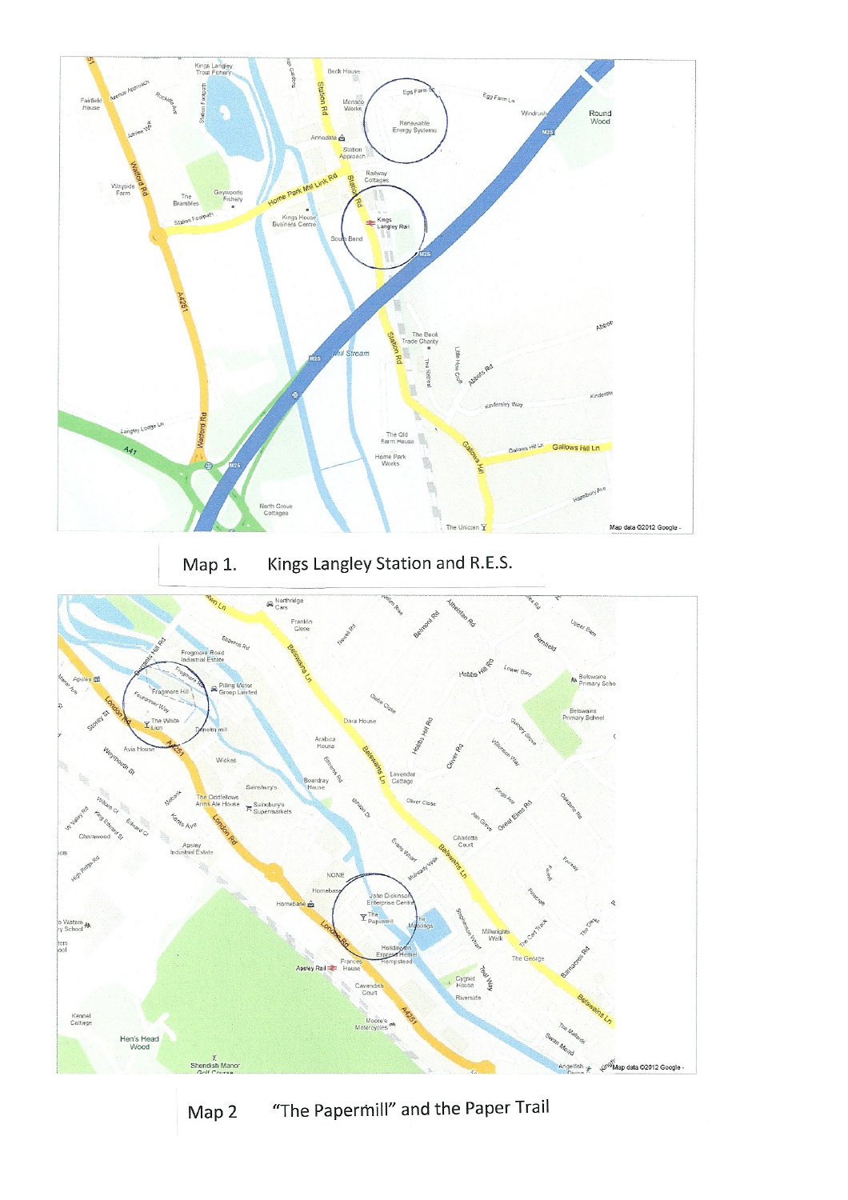Map 1. Kings Langley Station and R.E.S.

Map 2 "The Papermill" and the Paper Trail